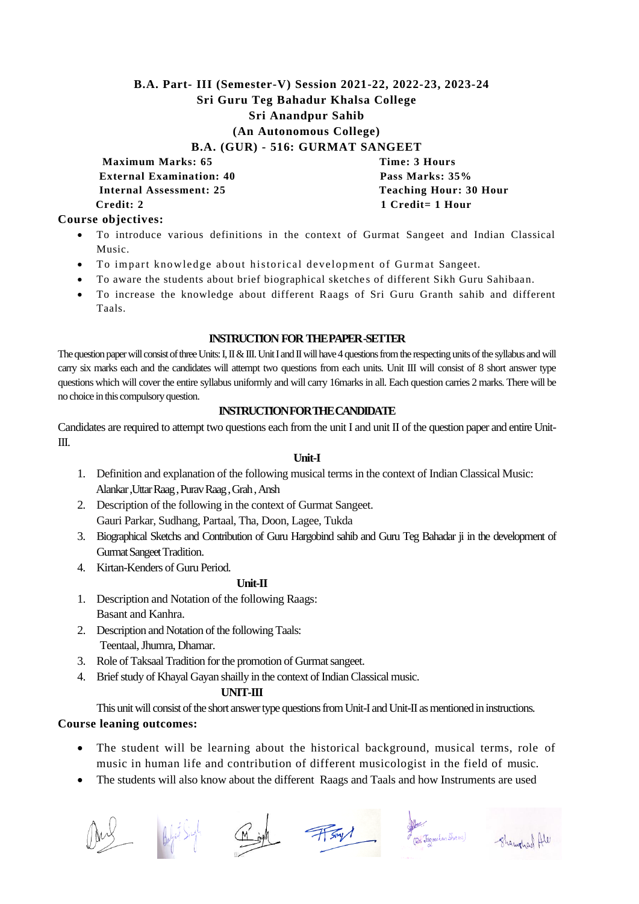**B.A. Part- III (Semester-V) Session 2021-22, 2022-23, 2023-24**
**Sri Guru Teg Bahadur Khalsa College**
**Sri Anandpur Sahib**
**(An Autonomous College)**
**B.A. (GUR) - 516: GURMAT SANGEET**

**Maximum Marks: 65** — **Time: 3 Hours**
**External Examination: 40** — **Pass Marks: 35%**
**Internal Assessment: 25** — **Teaching Hour: 30 Hour**
**Credit: 2** — **1 Credit= 1 Hour**

**Course objectives:**

- To introduce various definitions in the context of Gurmat Sangeet and Indian Classical Music.
- To impart knowledge about historical development of Gurmat Sangeet.
- To aware the students about brief biographical sketches of different Sikh Guru Sahibaan.
- To increase the knowledge about different Raags of Sri Guru Granth sahib and different Taals.

**INSTRUCTION FOR THE PAPER-SETTER**

The question paper will consist of three Units: I, II & III. Unit I and II will have 4 questions from the respecting units of the syllabus and will carry six marks each and the candidates will attempt two questions from each units. Unit III will consist of 8 short answer type questions which will cover the entire syllabus uniformly and will carry 16marks in all. Each question carries 2 marks. There will be no choice in this compulsory question.

**INSTRUCTION FOR THE CANDIDATE**

Candidates are required to attempt two questions each from the unit I and unit II of the question paper and entire Unit-III.

**Unit-I**

1. Definition and explanation of the following musical terms in the context of Indian Classical Music:
   Alankar ,Uttar Raag , Purav Raag , Grah , Ansh
2. Description of the following in the context of Gurmat Sangeet.
   Gauri Parkar, Sudhang, Partaal, Tha, Doon, Lagee, Tukda
3. Biographical Sketchs and Contribution of Guru Hargobind sahib and Guru Teg Bahadar ji in the development of Gurmat Sangeet Tradition.
4. Kirtan-Kenders of Guru Period.

**Unit-II**

1. Description and Notation of the following Raags:
   Basant and Kanhra.
2. Description and Notation of the following Taals:
   Teentaal, Jhumra, Dhamar.
3. Role of Taksaal Tradition for the promotion of Gurmat sangeet.
4. Brief study of Khayal Gayan shailly in the context of Indian Classical music.

**UNIT-III**

This unit will consist of the short answer type questions from Unit-I and Unit-II as mentioned in instructions.

**Course leaning outcomes:**

- The student will be learning about the historical background, musical terms, role of music in human life and contribution of different musicologist in the field of music.
- The students will also know about the different Raags and Taals and how Instruments are used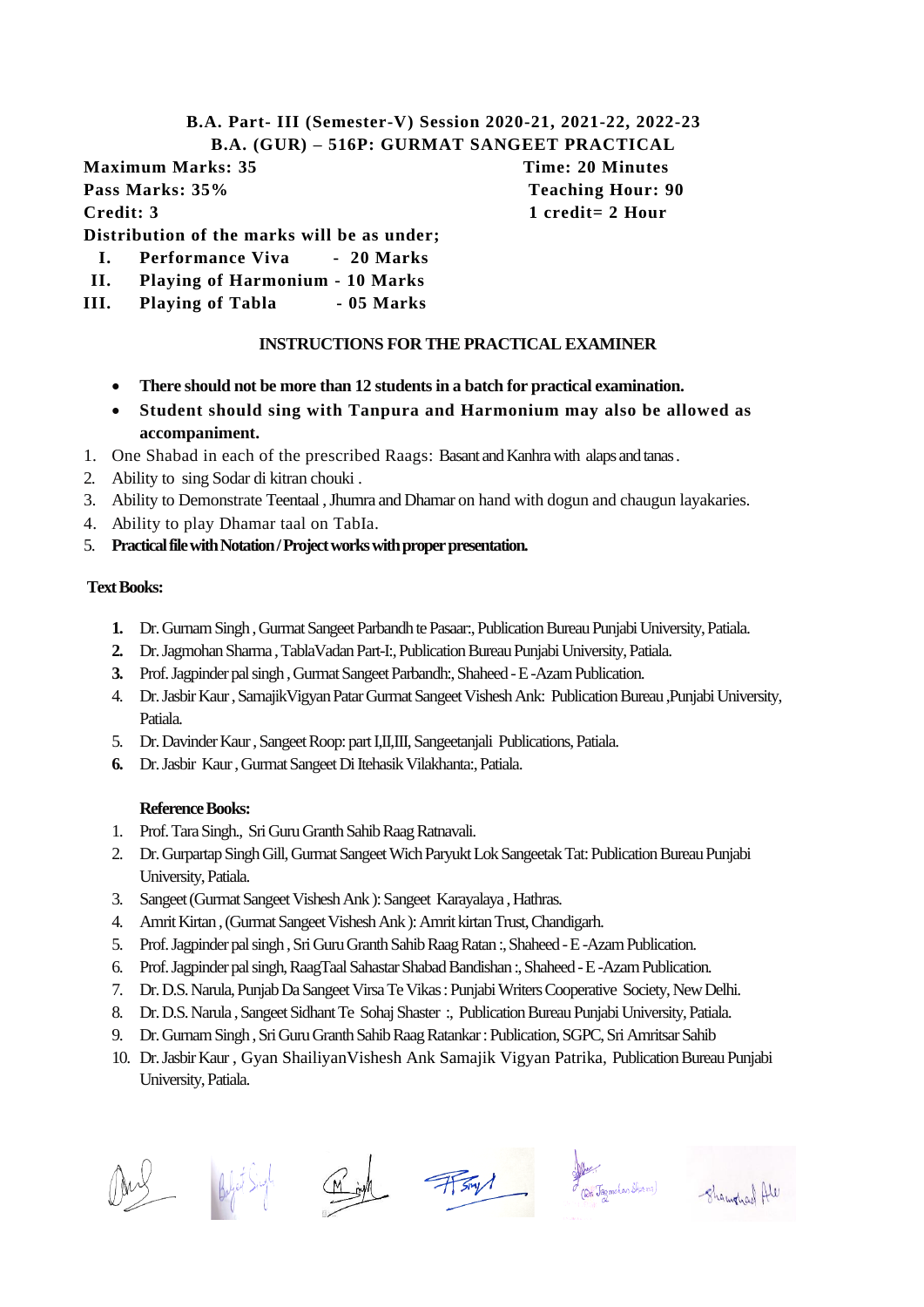**B.A. Part- III (Semester-V) Session 2020-21, 2021-22, 2022-23**

**B.A. (GUR) – 516P: GURMAT SANGEET PRACTICAL**

**Maximum Marks: 35** | **Time: 20 Minutes**

**Pass Marks: 35%** | **Teaching Hour: 90**

**Credit: 3** | **1 credit= 2 Hour**

**Distribution of the marks will be as under;**

- **I. Performance Viva - 20 Marks**
- **II. Playing of Harmonium - 10 Marks**
- **III. Playing of Tabla - 05 Marks**

**INSTRUCTIONS FOR THE PRACTICAL EXAMINER**

- **There should not be more than 12 students in a batch for practical examination.**
- **Student should sing with Tanpura and Harmonium may also be allowed as accompaniment.**

1. One Shabad in each of the prescribed Raags: Basant and Kanhra with alaps and tanas.
2. Ability to sing Sodar di kitran chouki .
3. Ability to Demonstrate Teentaal , Jhumra and Dhamar on hand with dogun and chaugun layakaries.
4. Ability to play Dhamar taal on TabIa.
5. **Practical file with Notation / Project works with proper presentation.**

**Text Books:**

1. **1.** Dr. Gurnam Singh , Gurmat Sangeet Parbandh te Pasaar:, Publication Bureau Punjabi University, Patiala.
2. **2.** Dr. Jagmohan Sharma , TablaVadan Part-I:, Publication Bureau Punjabi University, Patiala.
3. **3.** Prof. Jagpinder pal singh , Gurmat Sangeet Parbandh:, Shaheed - E -Azam Publication.
4. Dr. Jasbir Kaur , SamajikVigyan Patar Gurmat Sangeet Vishesh Ank: Publication Bureau ,Punjabi University, Patiala.
5. Dr. Davinder Kaur , Sangeet Roop: part I,II,III, Sangeetanjali Publications, Patiala.
6. **6.** Dr. Jasbir Kaur , Gurmat Sangeet Di Itehasik Vilakhanta:, Patiala.

**Reference Books:**

1. Prof. Tara Singh., Sri Guru Granth Sahib Raag Ratnavali.
2. Dr. Gurpartap Singh Gill, Gurmat Sangeet Wich Paryukt Lok Sangeetak Tat: Publication Bureau Punjabi University, Patiala.
3. Sangeet (Gurmat Sangeet Vishesh Ank ): Sangeet Karayalaya , Hathras.
4. Amrit Kirtan , (Gurmat Sangeet Vishesh Ank ): Amrit kirtan Trust, Chandigarh.
5. Prof. Jagpinder pal singh , Sri Guru Granth Sahib Raag Ratan :, Shaheed - E -Azam Publication.
6. Prof. Jagpinder pal singh, RaagTaal Sahastar Shabad Bandishan :, Shaheed - E -Azam Publication.
7. Dr. D.S. Narula, Punjab Da Sangeet Virsa Te Vikas : Punjabi Writers Cooperative Society, New Delhi.
8. Dr. D.S. Narula , Sangeet Sidhant Te Sohaj Shaster :, Publication Bureau Punjabi University, Patiala.
9. Dr. Gurnam Singh , Sri Guru Granth Sahib Raag Ratankar : Publication, SGPC, Sri Amritsar Sahib
10. Dr. Jasbir Kaur , Gyan ShailiyanVishesh Ank Samajik Vigyan Patrika, Publication Bureau Punjabi University, Patiala.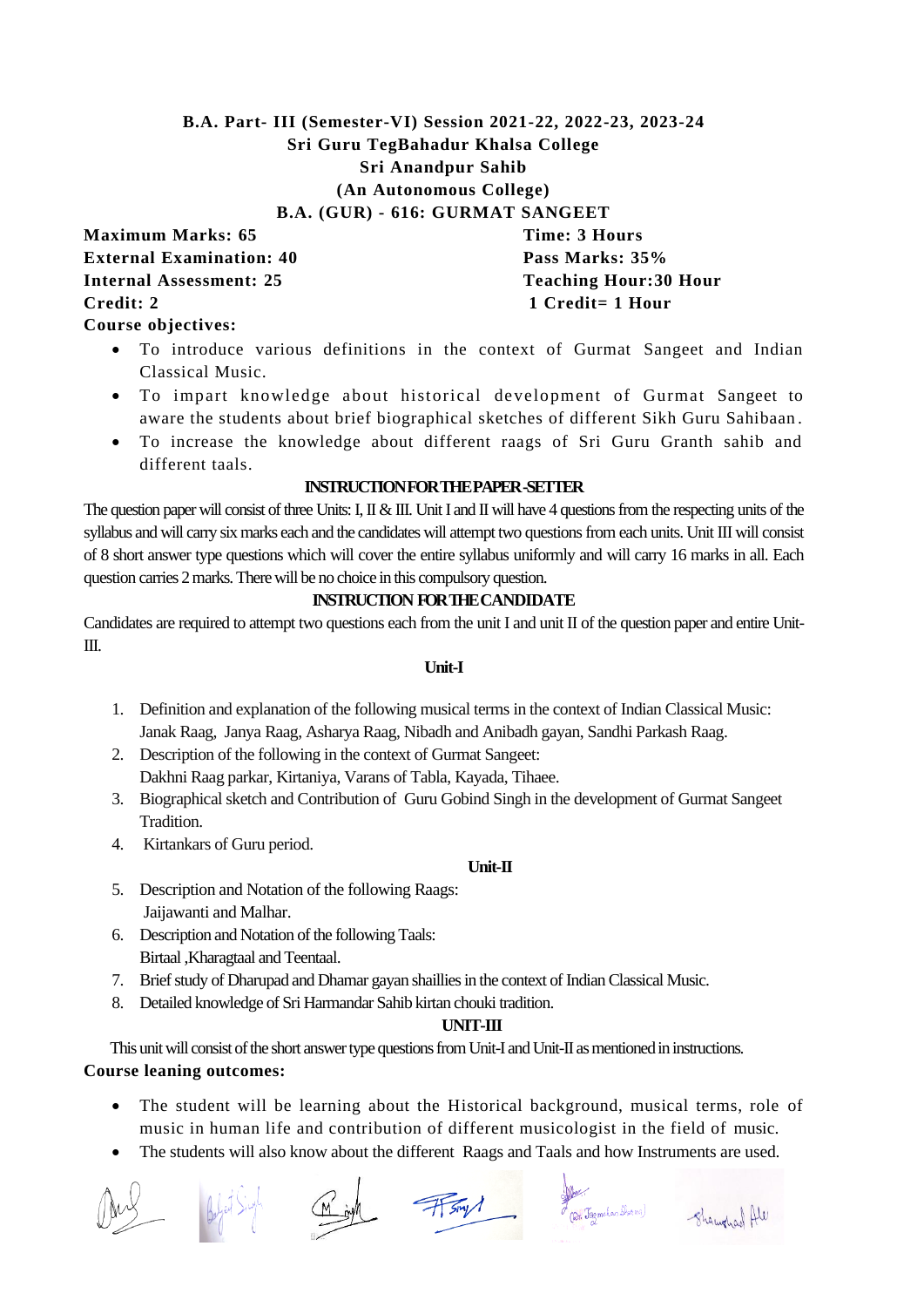**B.A. Part- III (Semester-VI) Session 2021-22, 2022-23, 2023-24**
**Sri Guru TegBahadur Khalsa College**
**Sri Anandpur Sahib**
**(An Autonomous College)**
**B.A. (GUR) - 616: GURMAT SANGEET**

**Maximum Marks: 65** — **Time: 3 Hours**
**External Examination: 40** — **Pass Marks: 35%**
**Internal Assessment: 25** — **Teaching Hour:30 Hour**
**Credit: 2** — **1 Credit= 1 Hour**

**Course objectives:**

- To introduce various definitions in the context of Gurmat Sangeet and Indian Classical Music.
- To impart knowledge about historical development of Gurmat Sangeet to aware the students about brief biographical sketches of different Sikh Guru Sahibaan.
- To increase the knowledge about different raags of Sri Guru Granth sahib and different taals.

**INSTRUCTION FOR THE PAPER-SETTER**

The question paper will consist of three Units: I, II & III. Unit I and II will have 4 questions from the respecting units of the syllabus and will carry six marks each and the candidates will attempt two questions from each units. Unit III will consist of 8 short answer type questions which will cover the entire syllabus uniformly and will carry 16 marks in all. Each question carries 2 marks. There will be no choice in this compulsory question.

**INSTRUCTION FOR THE CANDIDATE**

Candidates are required to attempt two questions each from the unit I and unit II of the question paper and entire Unit-III.

**Unit-I**

1. Definition and explanation of the following musical terms in the context of Indian Classical Music: Janak Raag, Janya Raag, Asharya Raag, Nibadh and Anibadh gayan, Sandhi Parkash Raag.
2. Description of the following in the context of Gurmat Sangeet: Dakhni Raag parkar, Kirtaniya, Varans of Tabla, Kayada, Tihaee.
3. Biographical sketch and Contribution of Guru Gobind Singh in the development of Gurmat Sangeet Tradition.
4. Kirtankars of Guru period.

**Unit-II**

5. Description and Notation of the following Raags: Jaijawanti and Malhar.
6. Description and Notation of the following Taals: Birtaal ,Kharagtaal and Teentaal.
7. Brief study of Dharupad and Dhamar gayan shaillies in the context of Indian Classical Music.
8. Detailed knowledge of Sri Harmandar Sahib kirtan chouki tradition.

**UNIT-III**

This unit will consist of the short answer type questions from Unit-I and Unit-II as mentioned in instructions.

**Course leaning outcomes:**

- The student will be learning about the Historical background, musical terms, role of music in human life and contribution of different musicologist in the field of music.
- The students will also know about the different Raags and Taals and how Instruments are used.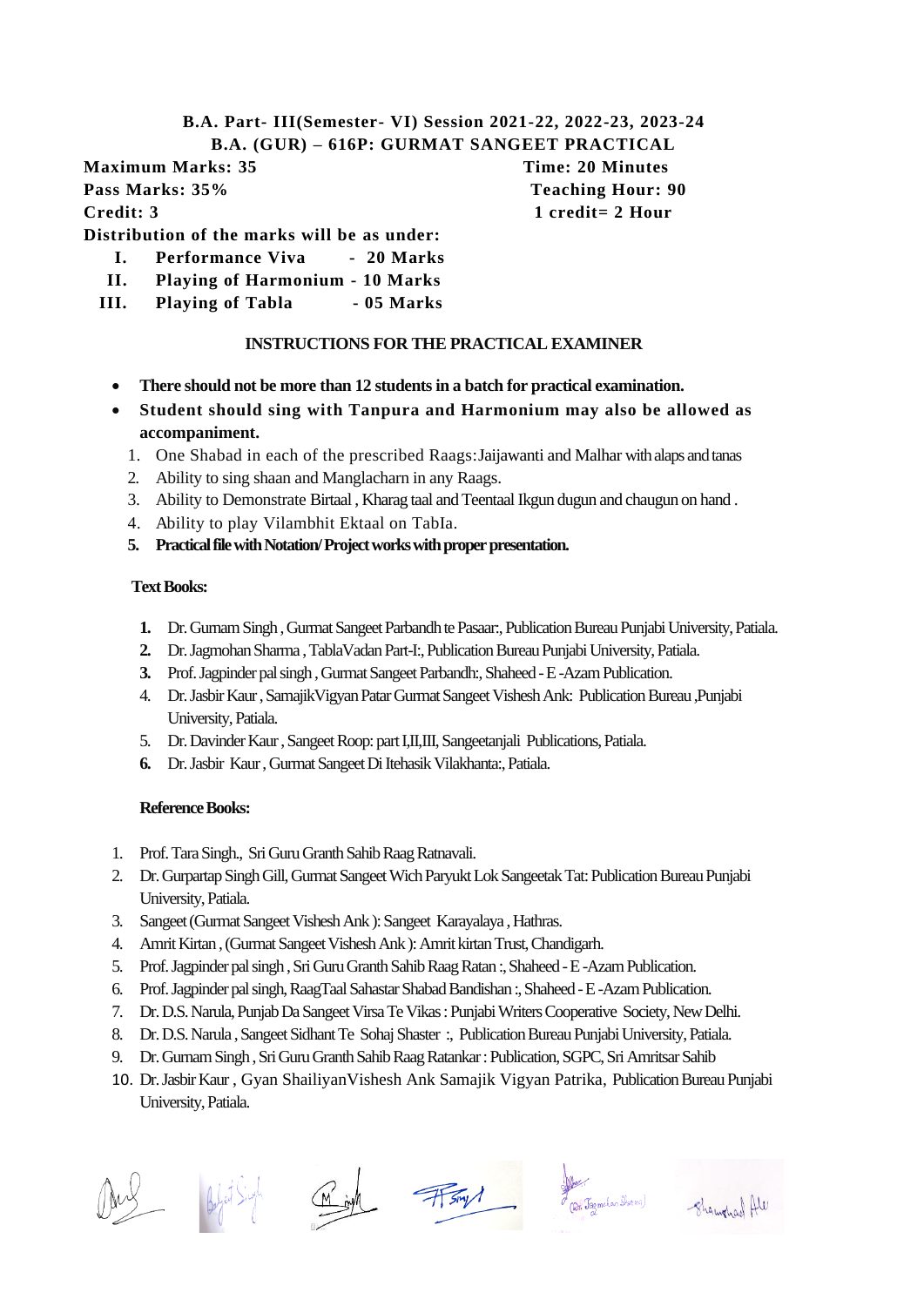**B.A. Part- III(Semester- VI) Session 2021-22, 2022-23, 2023-24**

**B.A. (GUR) – 616P: GURMAT SANGEET PRACTICAL**

**Maximum Marks: 35** **Time: 20 Minutes**

**Pass Marks: 35%** **Teaching Hour: 90**

**Credit: 3** **1 credit= 2 Hour**

**Distribution of the marks will be as under:**

- **I. Performance Viva - 20 Marks**
- **II. Playing of Harmonium - 10 Marks**
- **III. Playing of Tabla - 05 Marks**

**INSTRUCTIONS FOR THE PRACTICAL EXAMINER**

- **There should not be more than 12 students in a batch for practical examination.**
- **Student should sing with Tanpura and Harmonium may also be allowed as accompaniment.**

1. One Shabad in each of the prescribed Raags:Jaijawanti and Malhar with alaps and tanas
2. Ability to sing shaan and Manglacharn in any Raags.
3. Ability to Demonstrate Birtaal , Kharag taal and Teentaal Ikgun dugun and chaugun on hand .
4. Ability to play Vilambhit Ektaal on TabIa.
5. **Practical file with Notation/ Project works with proper presentation.**

**Text Books:**

1. Dr. Gurnam Singh , Gurmat Sangeet Parbandh te Pasaar:, Publication Bureau Punjabi University, Patiala.
2. Dr. Jagmohan Sharma , TablaVadan Part-I:, Publication Bureau Punjabi University, Patiala.
3. Prof. Jagpinder pal singh , Gurmat Sangeet Parbandh:, Shaheed - E -Azam Publication.
4. Dr. Jasbir Kaur , SamajikVigyan Patar Gurmat Sangeet Vishesh Ank: Publication Bureau ,Punjabi University, Patiala.
5. Dr. Davinder Kaur , Sangeet Roop: part I,II,III, Sangeetanjali Publications, Patiala.
6. Dr. Jasbir Kaur , Gurmat Sangeet Di Itehasik Vilakhanta:, Patiala.

**Reference Books:**

1. Prof. Tara Singh., Sri Guru Granth Sahib Raag Ratnavali.
2. Dr. Gurpartap Singh Gill, Gurmat Sangeet Wich Paryukt Lok Sangeetak Tat: Publication Bureau Punjabi University, Patiala.
3. Sangeet (Gurmat Sangeet Vishesh Ank ): Sangeet Karayalaya , Hathras.
4. Amrit Kirtan , (Gurmat Sangeet Vishesh Ank ): Amrit kirtan Trust, Chandigarh.
5. Prof. Jagpinder pal singh , Sri Guru Granth Sahib Raag Ratan :, Shaheed - E -Azam Publication.
6. Prof. Jagpinder pal singh, RaagTaal Sahastar Shabad Bandishan :, Shaheed - E -Azam Publication.
7. Dr. D.S. Narula, Punjab Da Sangeet Virsa Te Vikas : Punjabi Writers Cooperative Society, New Delhi.
8. Dr. D.S. Narula , Sangeet Sidhant Te Sohaj Shaster :, Publication Bureau Punjabi University, Patiala.
9. Dr. Gurnam Singh , Sri Guru Granth Sahib Raag Ratankar : Publication, SGPC, Sri Amritsar Sahib
10. Dr. Jasbir Kaur , Gyan ShailiyanVishesh Ank Samajik Vigyan Patrika, Publication Bureau Punjabi University, Patiala.